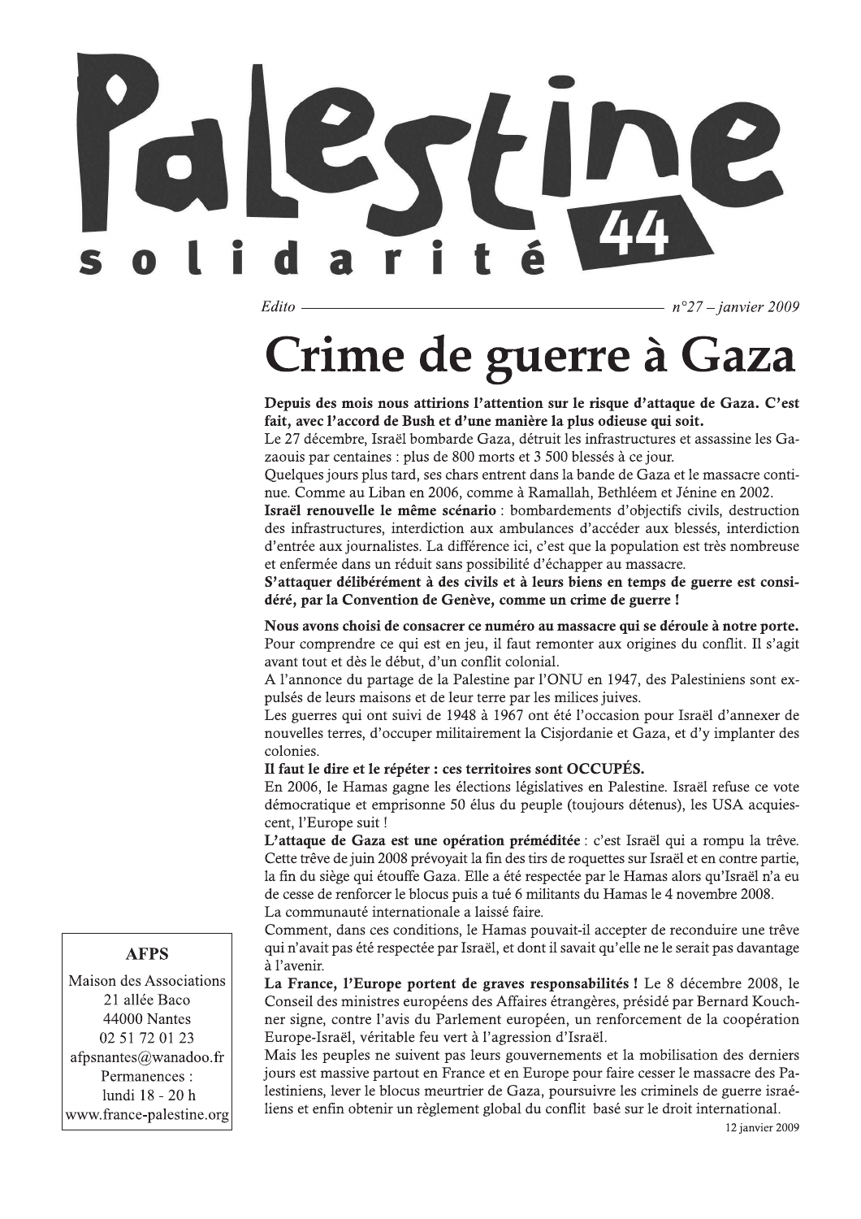# Palestine solidarité 44

*Edito* — *n°27 – janvier 2009*

# Crime de guerre à Gaza

**Depuis des mois nous attirions l'attention sur le risque d'attaque de Gaza. C'est fait, avec l'accord de Bush et d'une manière la plus odieuse qui soit.**

Le 27 décembre, Israël bombarde Gaza, détruit les infrastructures et assassine les Gazaouis par centaines : plus de 800 morts et 3 500 blessés à ce jour.

Quelques jours plus tard, ses chars entrent dans la bande de Gaza et le massacre continue. Comme au Liban en 2006, comme à Ramallah, Bethléem et Jénine en 2002.

**Israël renouvelle le même scénario** : bombardements d'objectifs civils, destruction des infrastructures, interdiction aux ambulances d'accéder aux blessés, interdiction d'entrée aux journalistes. La différence ici, c'est que la population est très nombreuse et enfermée dans un réduit sans possibilité d'échapper au massacre.

**S'attaquer délibérément à des civils et à leurs biens en temps de guerre est considéré, par la Convention de Genève, comme un crime de guerre !**

**Nous avons choisi de consacrer ce numéro au massacre qui se déroule à notre porte.** Pour comprendre ce qui est en jeu, il faut remonter aux origines du conflit. Il s'agit avant tout et dès le début, d'un conflit colonial.

A l'annonce du partage de la Palestine par l'ONU en 1947, des Palestiniens sont expulsés de leurs maisons et de leur terre par les milices juives.

Les guerres qui ont suivi de 1948 à 1967 ont été l'occasion pour Israël d'annexer de nouvelles terres, d'occuper militairement la Cisjordanie et Gaza, et d'y implanter des colonies.

**Il faut le dire et le répéter : ces territoires sont OCCUPÉS.**

En 2006, le Hamas gagne les élections législatives en Palestine. Israël refuse ce vote démocratique et emprisonne 50 élus du peuple (toujours détenus), les USA acquiescent, l'Europe suit !

**L'attaque de Gaza est une opération préméditée** : c'est Israël qui a rompu la trêve. Cette trêve de juin 2008 prévoyait la fin des tirs de roquettes sur Israël et en contre partie, la fin du siège qui étouffe Gaza. Elle a été respectée par le Hamas alors qu'Israël n'a eu de cesse de renforcer le blocus puis a tué 6 militants du Hamas le 4 novembre 2008.

La communauté internationale a laissé faire.

Comment, dans ces conditions, le Hamas pouvait-il accepter de reconduire une trêve qui n'avait pas été respectée par Israël, et dont il savait qu'elle ne le serait pas davantage à l'avenir.

**La France, l'Europe portent de graves responsabilités !** Le 8 décembre 2008, le Conseil des ministres européens des Affaires étrangères, présidé par Bernard Kouchner signe, contre l'avis du Parlement européen, un renforcement de la coopération Europe-Israël, véritable feu vert à l'agression d'Israël.

Mais les peuples ne suivent pas leurs gouvernements et la mobilisation des derniers jours est massive partout en France et en Europe pour faire cesser le massacre des Palestiniens, lever le blocus meurtrier de Gaza, poursuivre les criminels de guerre israéliens et enfin obtenir un règlement global du conflit basé sur le droit international.

12 janvier 2009

---

**AFPS**

Maison des Associations
21 allée Baco
44000 Nantes
02 51 72 01 23
afpsnantes@wanadoo.fr
Permanences :
lundi 18 - 20 h
www.france-palestine.org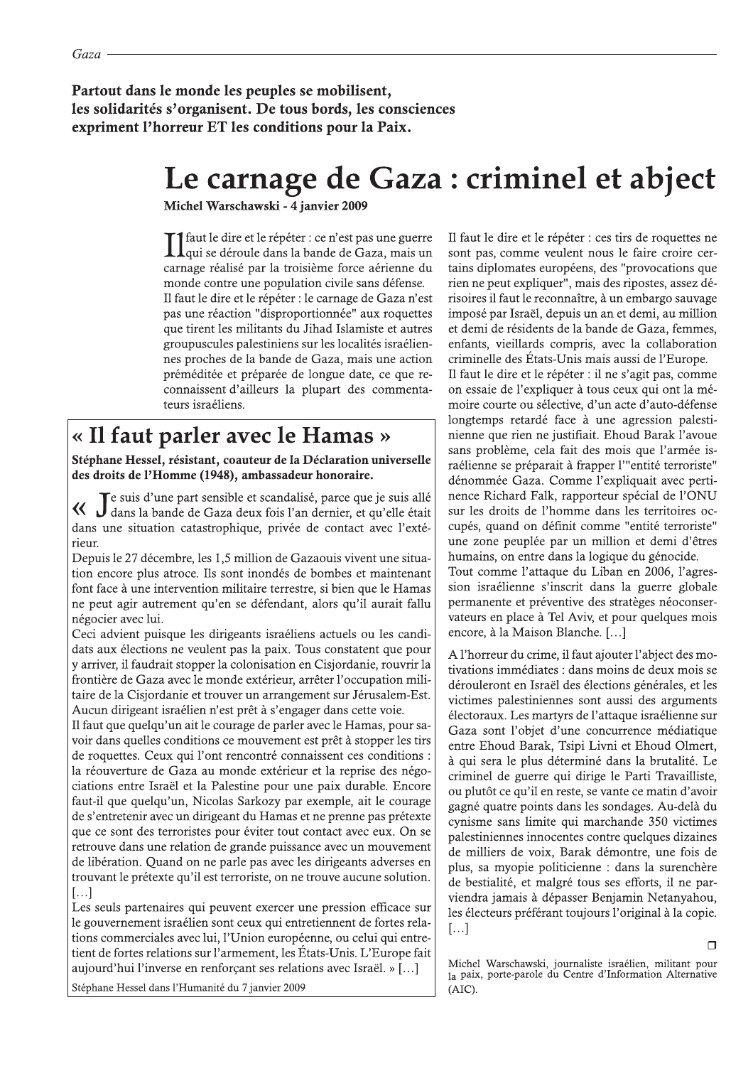**Partout dans le monde les peuples se mobilisent, les solidarités s'organisent. De tous bords, les consciences expriment l'horreur ET les conditions pour la Paix.**

# Le carnage de Gaza : criminel et abject

**Michel Warschawski - 4 janvier 2009**

Il faut le dire et le répéter : ce n'est pas une guerre qui se déroule dans la bande de Gaza, mais un carnage réalisé par la troisième force aérienne du monde contre une population civile sans défense.

Il faut le dire et le répéter : le carnage de Gaza n'est pas une réaction "disproportionnée" aux roquettes que tirent les militants du Jihad Islamiste et autres groupuscules palestiniens sur les localités israéliennes proches de la bande de Gaza, mais une action préméditée et préparée de longue date, ce que reconnaissent d'ailleurs la plupart des commentateurs israéliens.

Il faut le dire et le répéter : ces tirs de roquettes ne sont pas, comme veulent nous le faire croire certains diplomates européens, des "provocations que rien ne peut expliquer", mais des ripostes, assez dérisoires il faut le reconnaître, à un embargo sauvage imposé par Israël, depuis un an et demi, au million et demi de résidents de la bande de Gaza, femmes, enfants, vieillards compris, avec la collaboration criminelle des États-Unis mais aussi de l'Europe.

Il faut le dire et le répéter : il ne s'agit pas, comme on essaie de l'expliquer à tous ceux qui ont la mémoire courte ou sélective, d'un acte d'auto-défense longtemps retardé face à une agression palestinienne que rien ne justifiait. Ehoud Barak l'avoue sans problème, cela fait des mois que l'armée israélienne se préparait à frapper l'"entité terroriste" dénommée Gaza. Comme l'expliquait avec pertinence Richard Falk, rapporteur spécial de l'ONU sur les droits de l'homme dans les territoires occupés, quand on définit comme "entité terroriste" une zone peuplée par un million et demi d'êtres humains, on entre dans la logique du génocide.

Tout comme l'attaque du Liban en 2006, l'agression israélienne s'inscrit dans la guerre globale permanente et préventive des stratèges néoconservateurs en place à Tel Aviv, et pour quelques mois encore, à la Maison Blanche. […]

A l'horreur du crime, il faut ajouter l'abject des motivations immédiates : dans moins de deux mois se dérouleront en Israël des élections générales, et les victimes palestiniennes sont aussi des arguments électoraux. Les martyrs de l'attaque israélienne sur Gaza sont l'objet d'une concurrence médiatique entre Ehoud Barak, Tsipi Livni et Ehoud Olmert, à qui sera le plus déterminé dans la brutalité. Le criminel de guerre qui dirige le Parti Travailliste, ou plutôt ce qu'il en reste, se vante ce matin d'avoir gagné quatre points dans les sondages. Au-delà du cynisme sans limite qui marchande 350 victimes palestiniennes innocentes contre quelques dizaines de milliers de voix, Barak démontre, une fois de plus, sa myopie politicienne : dans la surenchère de bestialité, et malgré tous ses efforts, il ne parviendra jamais à dépasser Benjamin Netanyahou, les électeurs préférant toujours l'original à la copie. […]

❐

Michel Warschawski, journaliste israélien, militant pour la paix, porte-parole du Centre d'Information Alternative (AIC).

## « Il faut parler avec le Hamas »

**Stéphane Hessel, résistant, coauteur de la Déclaration universelle des droits de l'Homme (1948), ambassadeur honoraire.**

« Je suis d'une part sensible et scandalisé, parce que je suis allé dans la bande de Gaza deux fois l'an dernier, et qu'elle était dans une situation catastrophique, privée de contact avec l'extérieur.

Depuis le 27 décembre, les 1,5 million de Gazaouis vivent une situation encore plus atroce. Ils sont inondés de bombes et maintenant font face à une intervention militaire terrestre, si bien que le Hamas ne peut agir autrement qu'en se défendant, alors qu'il aurait fallu négocier avec lui.

Ceci advient puisque les dirigeants israéliens actuels ou les candidats aux élections ne veulent pas la paix. Tous constatent que pour y arriver, il faudrait stopper la colonisation en Cisjordanie, rouvrir la frontière de Gaza avec le monde extérieur, arrêter l'occupation militaire de la Cisjordanie et trouver un arrangement sur Jérusalem-Est. Aucun dirigeant israélien n'est prêt à s'engager dans cette voie.

Il faut que quelqu'un ait le courage de parler avec le Hamas, pour savoir dans quelles conditions ce mouvement est prêt à stopper les tirs de roquettes. Ceux qui l'ont rencontré connaissent ces conditions : la réouverture de Gaza au monde extérieur et la reprise des négociations entre Israël et la Palestine pour une paix durable. Encore faut-il que quelqu'un, Nicolas Sarkozy par exemple, ait le courage de s'entretenir avec un dirigeant du Hamas et ne prenne pas prétexte que ce sont des terroristes pour éviter tout contact avec eux. On se retrouve dans une relation de grande puissance avec un mouvement de libération. Quand on ne parle pas avec les dirigeants adverses en trouvant le prétexte qu'il est terroriste, on ne trouve aucune solution. […]

Les seuls partenaires qui peuvent exercer une pression efficace sur le gouvernement israélien sont ceux qui entretiennent de fortes relations commerciales avec lui, l'Union européenne, ou celui qui entretient de fortes relations sur l'armement, les États-Unis. L'Europe fait aujourd'hui l'inverse en renforçant ses relations avec Israël. » […]

Stéphane Hessel dans l'Humanité du 7 janvier 2009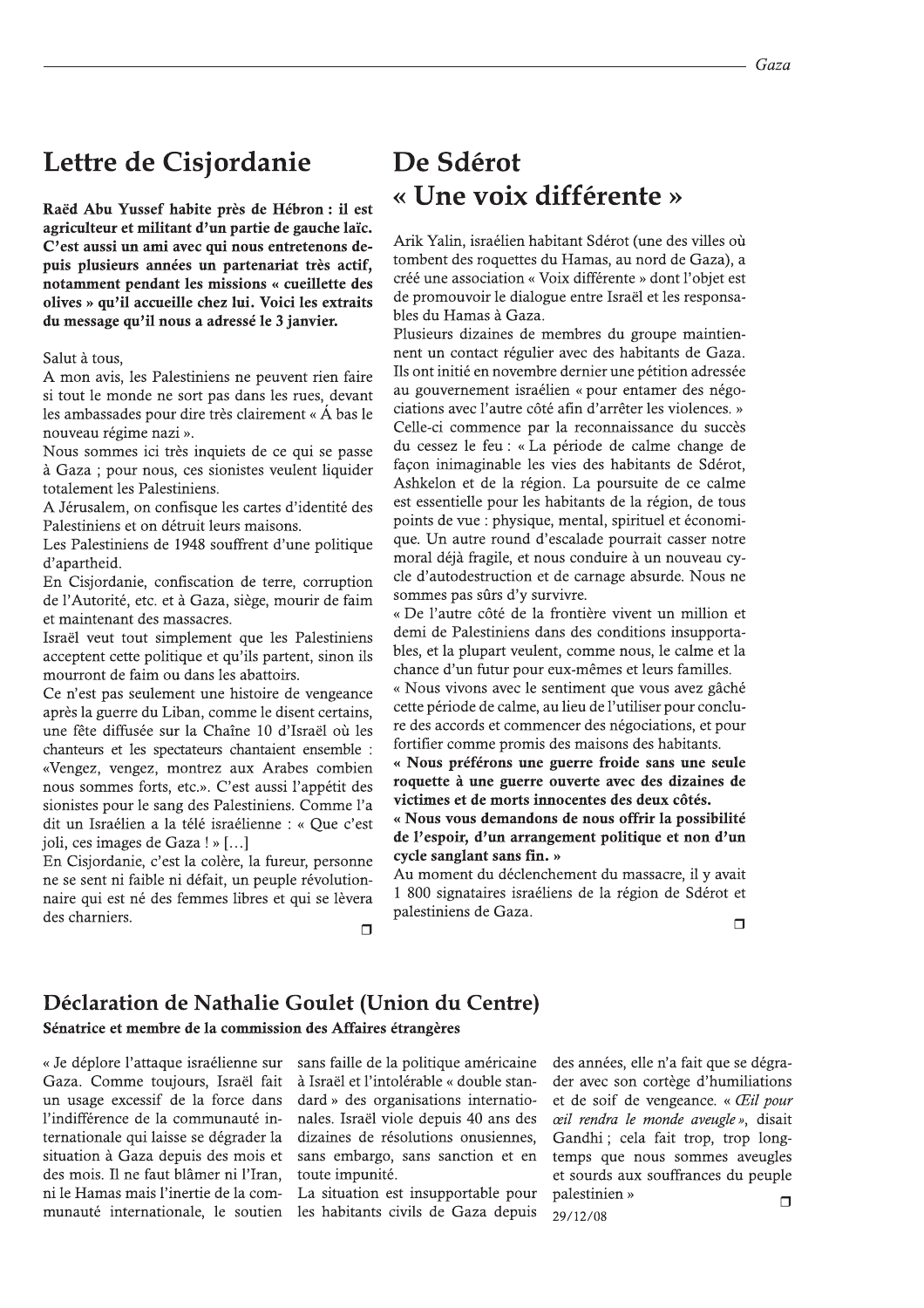## Lettre de Cisjordanie

**Raëd Abu Yussef habite près de Hébron : il est agriculteur et militant d'un partie de gauche laïc. C'est aussi un ami avec qui nous entretenons depuis plusieurs années un partenariat très actif, notamment pendant les missions « cueillette des olives » qu'il accueille chez lui. Voici les extraits du message qu'il nous a adressé le 3 janvier.**

Salut à tous,

A mon avis, les Palestiniens ne peuvent rien faire si tout le monde ne sort pas dans les rues, devant les ambassades pour dire très clairement « Á bas le nouveau régime nazi ».

Nous sommes ici très inquiets de ce qui se passe à Gaza ; pour nous, ces sionistes veulent liquider totalement les Palestiniens.

A Jérusalem, on confisque les cartes d'identité des Palestiniens et on détruit leurs maisons.

Les Palestiniens de 1948 souffrent d'une politique d'apartheid.

En Cisjordanie, confiscation de terre, corruption de l'Autorité, etc. et à Gaza, siège, mourir de faim et maintenant des massacres.

Israël veut tout simplement que les Palestiniens acceptent cette politique et qu'ils partent, sinon ils mourront de faim ou dans les abattoirs.

Ce n'est pas seulement une histoire de vengeance après la guerre du Liban, comme le disent certains, une fête diffusée sur la Chaîne 10 d'Israël où les chanteurs et les spectateurs chantaient ensemble : «Vengez, vengez, montrez aux Arabes combien nous sommes forts, etc.». C'est aussi l'appétit des sionistes pour le sang des Palestiniens. Comme l'a dit un Israélien a la télé israélienne : « Que c'est joli, ces images de Gaza ! » […]

En Cisjordanie, c'est la colère, la fureur, personne ne se sent ni faible ni défait, un peuple révolutionnaire qui est né des femmes libres et qui se lèvera des charniers.

## De Sdérot « Une voix différente »

Arik Yalin, israélien habitant Sdérot (une des villes où tombent des roquettes du Hamas, au nord de Gaza), a créé une association « Voix différente » dont l'objet est de promouvoir le dialogue entre Israël et les responsables du Hamas à Gaza.

Plusieurs dizaines de membres du groupe maintiennent un contact régulier avec des habitants de Gaza. Ils ont initié en novembre dernier une pétition adressée au gouvernement israélien « pour entamer des négociations avec l'autre côté afin d'arrêter les violences. »

Celle-ci commence par la reconnaissance du succès du cessez le feu : « La période de calme change de façon inimaginable les vies des habitants de Sdérot, Ashkelon et de la région. La poursuite de ce calme est essentielle pour les habitants de la région, de tous points de vue : physique, mental, spirituel et économique. Un autre round d'escalade pourrait casser notre moral déjà fragile, et nous conduire à un nouveau cycle d'autodestruction et de carnage absurde. Nous ne sommes pas sûrs d'y survivre.

« De l'autre côté de la frontière vivent un million et demi de Palestiniens dans des conditions insupportables, et la plupart veulent, comme nous, le calme et la chance d'un futur pour eux-mêmes et leurs familles.

« Nous vivons avec le sentiment que vous avez gâché cette période de calme, au lieu de l'utiliser pour conclure des accords et commencer des négociations, et pour fortifier comme promis des maisons des habitants.

**« Nous préférons une guerre froide sans une seule roquette à une guerre ouverte avec des dizaines de victimes et de morts innocentes des deux côtés.**

**« Nous vous demandons de nous offrir la possibilité de l'espoir, d'un arrangement politique et non d'un cycle sanglant sans fin. »**

Au moment du déclenchement du massacre, il y avait 1 800 signataires israéliens de la région de Sdérot et palestiniens de Gaza.

## Déclaration de Nathalie Goulet (Union du Centre)

**Sénatrice et membre de la commission des Affaires étrangères**

« Je déplore l'attaque israélienne sur Gaza. Comme toujours, Israël fait un usage excessif de la force dans l'indifférence de la communauté internationale qui laisse se dégrader la situation à Gaza depuis des mois et des mois. Il ne faut blâmer ni l'Iran, ni le Hamas mais l'inertie de la communauté internationale, le soutien sans faille de la politique américaine à Israël et l'intolérable « double standard » des organisations internationales. Israël viole depuis 40 ans des dizaines de résolutions onusiennes, sans embargo, sans sanction et en toute impunité.

La situation est insupportable pour les habitants civils de Gaza depuis des années, elle n'a fait que se dégrader avec son cortège d'humiliations et de soif de vengeance. « *Œil pour œil rendra le monde aveugle* », disait Gandhi ; cela fait trop, trop longtemps que nous sommes aveugles et sourds aux souffrances du peuple palestinien »

29/12/08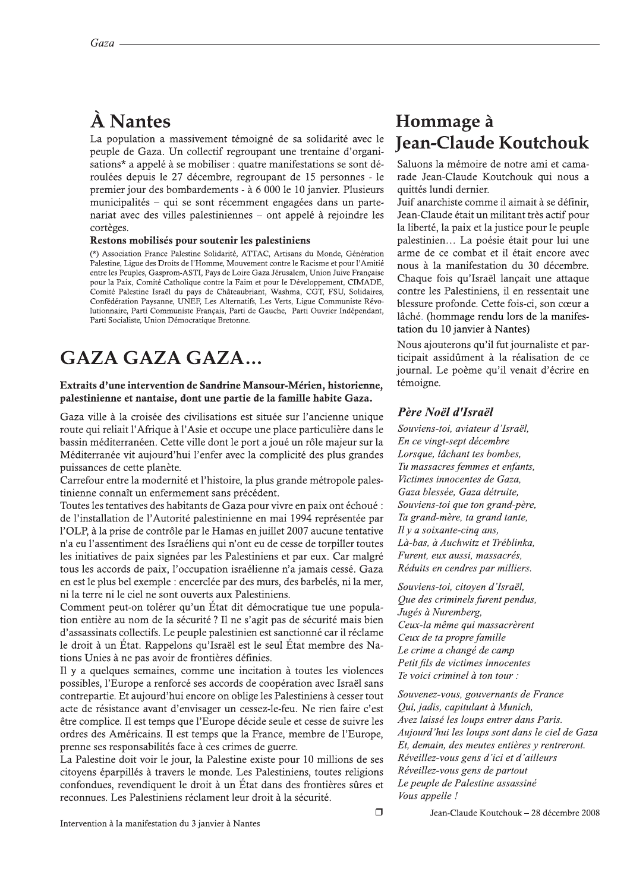## À Nantes

La population a massivement témoigné de sa solidarité avec le peuple de Gaza. Un collectif regroupant une trentaine d'organisations* a appelé à se mobiliser : quatre manifestations se sont déroulées depuis le 27 décembre, regroupant de 15 personnes - le premier jour des bombardements - à 6 000 le 10 janvier. Plusieurs municipalités – qui se sont récemment engagées dans un partenariat avec des villes palestiniennes – ont appelé à rejoindre les cortèges.

**Restons mobilisés pour soutenir les palestiniens**

(*) Association France Palestine Solidarité, ATTAC, Artisans du Monde, Génération Palestine, Ligue des Droits de l'Homme, Mouvement contre le Racisme et pour l'Amitié entre les Peuples, Gasprom-ASTI, Pays de Loire Gaza Jérusalem, Union Juive Française pour la Paix, Comité Catholique contre la Faim et pour le Développement, CIMADE, Comité Palestine Israël du pays de Châteaubriant, Washma, CGT, FSU, Solidaires, Confédération Paysanne, UNEF, Les Alternatifs, Les Verts, Ligue Communiste Révolutionnaire, Parti Communiste Français, Parti de Gauche, Parti Ouvrier Indépendant, Parti Socialiste, Union Démocratique Bretonne.

## GAZA GAZA GAZA...

**Extraits d'une intervention de Sandrine Mansour-Mérien, historienne, palestinienne et nantaise, dont une partie de la famille habite Gaza.**

Gaza ville à la croisée des civilisations est située sur l'ancienne unique route qui reliait l'Afrique à l'Asie et occupe une place particulière dans le bassin méditerranéen. Cette ville dont le port a joué un rôle majeur sur la Méditerranée vit aujourd'hui l'enfer avec la complicité des plus grandes puissances de cette planète.

Carrefour entre la modernité et l'histoire, la plus grande métropole palestinienne connaît un enfermement sans précédent.

Toutes les tentatives des habitants de Gaza pour vivre en paix ont échoué : de l'installation de l'Autorité palestinienne en mai 1994 représentée par l'OLP, à la prise de contrôle par le Hamas en juillet 2007 aucune tentative n'a eu l'assentiment des Israéliens qui n'ont eu de cesse de torpiller toutes les initiatives de paix signées par les Palestiniens et par eux. Car malgré tous les accords de paix, l'occupation israélienne n'a jamais cessé. Gaza en est le plus bel exemple : encerclée par des murs, des barbelés, ni la mer, ni la terre ni le ciel ne sont ouverts aux Palestiniens.

Comment peut-on tolérer qu'un État dit démocratique tue une population entière au nom de la sécurité ? Il ne s'agit pas de sécurité mais bien d'assassinats collectifs. Le peuple palestinien est sanctionné car il réclame le droit à un État. Rappelons qu'Israël est le seul État membre des Nations Unies à ne pas avoir de frontières définies.

Il y a quelques semaines, comme une incitation à toutes les violences possibles, l'Europe a renforcé ses accords de coopération avec Israël sans contrepartie. Et aujourd'hui encore on oblige les Palestiniens à cesser tout acte de résistance avant d'envisager un cessez-le-feu. Ne rien faire c'est être complice. Il est temps que l'Europe décide seule et cesse de suivre les ordres des Américains. Il est temps que la France, membre de l'Europe, prenne ses responsabilités face à ces crimes de guerre.

La Palestine doit voir le jour, la Palestine existe pour 10 millions de ses citoyens éparpillés à travers le monde. Les Palestiniens, toutes religions confondues, revendiquent le droit à un État dans des frontières sûres et reconnues. Les Palestiniens réclament leur droit à la sécurité.

Intervention à la manifestation du 3 janvier à Nantes

## Hommage à Jean-Claude Koutchouk

Saluons la mémoire de notre ami et camarade Jean-Claude Koutchouk qui nous a quittés lundi dernier.

Juif anarchiste comme il aimait à se définir, Jean-Claude était un militant très actif pour la liberté, la paix et la justice pour le peuple palestinien… La poésie était pour lui une arme de ce combat et il était encore avec nous à la manifestation du 30 décembre. Chaque fois qu'Israël lançait une attaque contre les Palestiniens, il en ressentait une blessure profonde. Cette fois-ci, son cœur a lâché. (hommage rendu lors de la manifestation du 10 janvier à Nantes)

Nous ajouterons qu'il fut journaliste et participait assidûment à la réalisation de ce journal. Le poème qu'il venait d'écrire en témoigne.

### *Père Noël d'Israël*

*Souviens-toi, aviateur d'Israël,*
*En ce vingt-sept décembre*
*Lorsque, lâchant tes bombes,*
*Tu massacres femmes et enfants,*
*Victimes innocentes de Gaza,*
*Gaza blessée, Gaza détruite,*
*Souviens-toi que ton grand-père,*
*Ta grand-mère, ta grand tante,*
*Il y a soixante-cinq ans,*
*Là-bas, à Auchwitz et Tréblinka,*
*Furent, eux aussi, massacrés,*
*Réduits en cendres par milliers.*

*Souviens-toi, citoyen d'Israël,*
*Que des criminels furent pendus,*
*Jugés à Nuremberg,*
*Ceux-là même qui massacrèrent*
*Ceux de ta propre famille*
*Le crime a changé de camp*
*Petit fils de victimes innocentes*
*Te voici criminel à ton tour :*

*Souvenez-vous, gouvernants de France*
*Qui, jadis, capitulant à Munich,*
*Avez laissé les loups entrer dans Paris.*
*Aujourd'hui les loups sont dans le ciel de Gaza*
*Et, demain, des meutes entières y rentreront.*
*Réveillez-vous gens d'ici et d'ailleurs*
*Réveillez-vous gens de partout*
*Le peuple de Palestine assassiné*
*Vous appelle !*

Jean-Claude Koutchouk – 28 décembre 2008